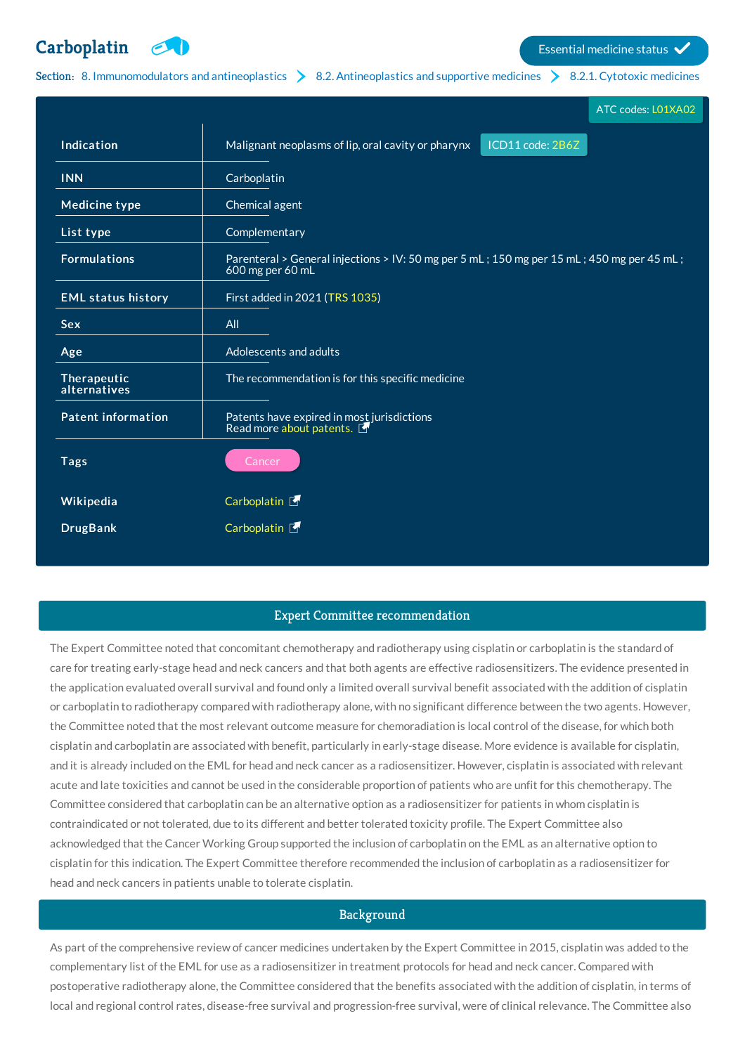# Carboplatin

Essential medicine status ✓

Section: 8. Immunomodulators and antineoplastics > 8.2. Antineoplastics and supportive medicines > 8.2.1. Cytotoxic medicines

ATC codes: L01XA02

| | |
|---|---|
| **Indication** | Malignant neoplasms of lip, oral cavity or pharynx ICD11 code: 2B6Z |
| **INN** | Carboplatin |
| **Medicine type** | Chemical agent |
| **List type** | Complementary |
| **Formulations** | Parenteral > General injections > IV: 50 mg per 5 mL ; 150 mg per 15 mL ; 450 mg per 45 mL ; 600 mg per 60 mL |
| **EML status history** | First added in 2021 (TRS 1035) |
| **Sex** | All |
| **Age** | Adolescents and adults |
| **Therapeutic alternatives** | The recommendation is for this specific medicine |
| **Patent information** | Patents have expired in most jurisdictions<br>Read more about patents. |
| **Tags** | Cancer |
| **Wikipedia** | Carboplatin |
| **DrugBank** | Carboplatin |

## Expert Committee recommendation

The Expert Committee noted that concomitant chemotherapy and radiotherapy using cisplatin or carboplatin is the standard of care for treating early-stage head and neck cancers and that both agents are effective radiosensitizers. The evidence presented in the application evaluated overall survival and found only a limited overall survival benefit associated with the addition of cisplatin or carboplatin to radiotherapy compared with radiotherapy alone, with no significant difference between the two agents. However, the Committee noted that the most relevant outcome measure for chemoradiation is local control of the disease, for which both cisplatin and carboplatin are associated with benefit, particularly in early-stage disease. More evidence is available for cisplatin, and it is already included on the EML for head and neck cancer as a radiosensitizer. However, cisplatin is associated with relevant acute and late toxicities and cannot be used in the considerable proportion of patients who are unfit for this chemotherapy. The Committee considered that carboplatin can be an alternative option as a radiosensitizer for patients in whom cisplatin is contraindicated or not tolerated, due to its different and better tolerated toxicity profile. The Expert Committee also acknowledged that the Cancer Working Group supported the inclusion of carboplatin on the EML as an alternative option to cisplatin for this indication. The Expert Committee therefore recommended the inclusion of carboplatin as a radiosensitizer for head and neck cancers in patients unable to tolerate cisplatin.

## Background

As part of the comprehensive review of cancer medicines undertaken by the Expert Committee in 2015, cisplatin was added to the complementary list of the EML for use as a radiosensitizer in treatment protocols for head and neck cancer. Compared with postoperative radiotherapy alone, the Committee considered that the benefits associated with the addition of cisplatin, in terms of local and regional control rates, disease-free survival and progression-free survival, were of clinical relevance. The Committee also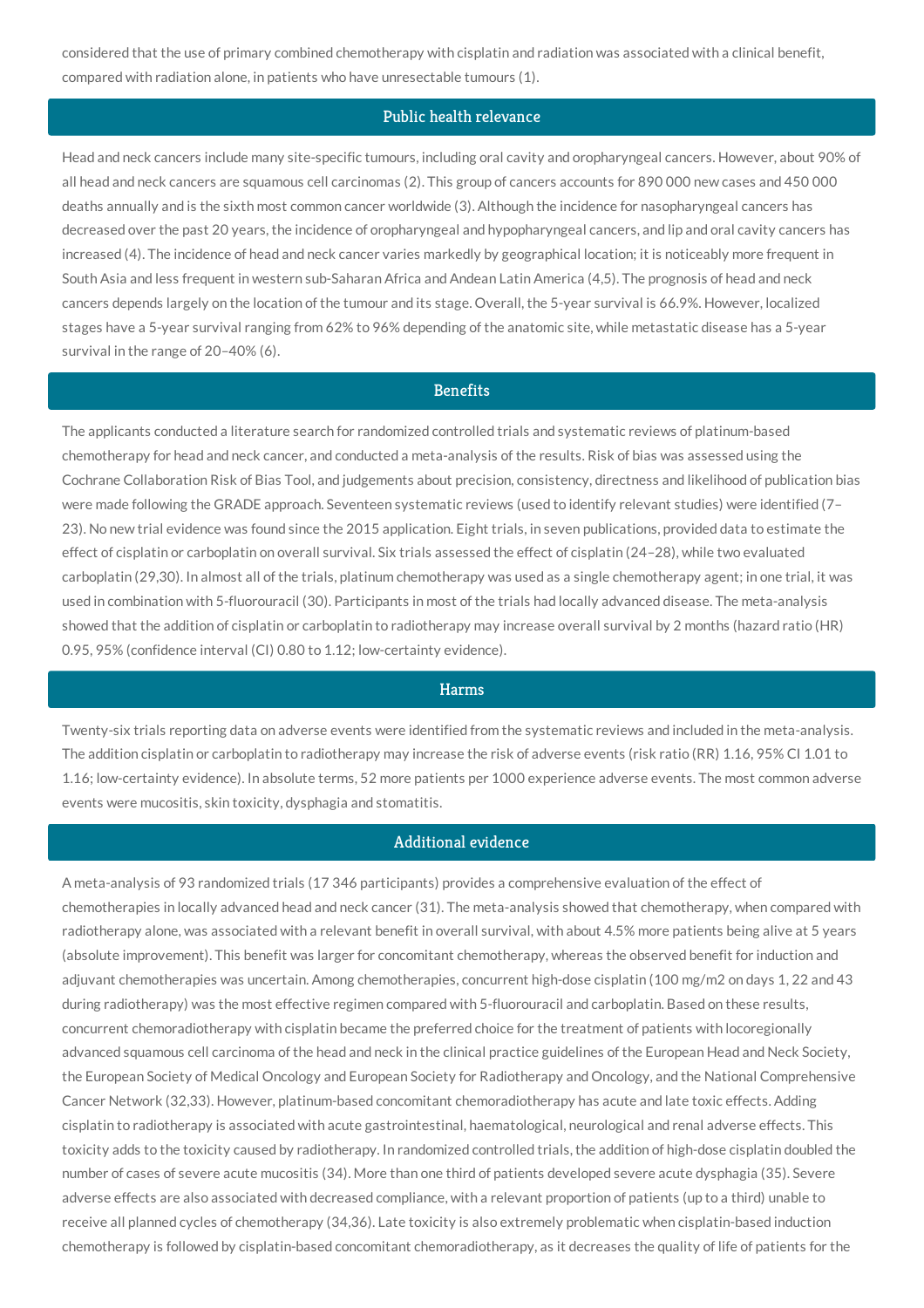considered that the use of primary combined chemotherapy with cisplatin and radiation was associated with a clinical benefit, compared with radiation alone, in patients who have unresectable tumours (1).

## Public health relevance

Head and neck cancers include many site-specific tumours, including oral cavity and oropharyngeal cancers. However, about 90% of all head and neck cancers are squamous cell carcinomas (2). This group of cancers accounts for 890 000 new cases and 450 000 deaths annually and is the sixth most common cancer worldwide (3). Although the incidence for nasopharyngeal cancers has decreased over the past 20 years, the incidence of oropharyngeal and hypopharyngeal cancers, and lip and oral cavity cancers has increased (4). The incidence of head and neck cancer varies markedly by geographical location; it is noticeably more frequent in South Asia and less frequent in western sub-Saharan Africa and Andean Latin America (4,5). The prognosis of head and neck cancers depends largely on the location of the tumour and its stage. Overall, the 5-year survival is 66.9%. However, localized stages have a 5-year survival ranging from 62% to 96% depending of the anatomic site, while metastatic disease has a 5-year survival in the range of 20–40% (6).

## Benefits

The applicants conducted a literature search for randomized controlled trials and systematic reviews of platinum-based chemotherapy for head and neck cancer, and conducted a meta-analysis of the results. Risk of bias was assessed using the Cochrane Collaboration Risk of Bias Tool, and judgements about precision, consistency, directness and likelihood of publication bias were made following the GRADE approach. Seventeen systematic reviews (used to identify relevant studies) were identified (7–23). No new trial evidence was found since the 2015 application. Eight trials, in seven publications, provided data to estimate the effect of cisplatin or carboplatin on overall survival. Six trials assessed the effect of cisplatin (24–28), while two evaluated carboplatin (29,30). In almost all of the trials, platinum chemotherapy was used as a single chemotherapy agent; in one trial, it was used in combination with 5-fluorouracil (30). Participants in most of the trials had locally advanced disease. The meta-analysis showed that the addition of cisplatin or carboplatin to radiotherapy may increase overall survival by 2 months (hazard ratio (HR) 0.95, 95% (confidence interval (CI) 0.80 to 1.12; low-certainty evidence).

## Harms

Twenty-six trials reporting data on adverse events were identified from the systematic reviews and included in the meta-analysis. The addition cisplatin or carboplatin to radiotherapy may increase the risk of adverse events (risk ratio (RR) 1.16, 95% CI 1.01 to 1.16; low-certainty evidence). In absolute terms, 52 more patients per 1000 experience adverse events. The most common adverse events were mucositis, skin toxicity, dysphagia and stomatitis.

## Additional evidence

A meta-analysis of 93 randomized trials (17 346 participants) provides a comprehensive evaluation of the effect of chemotherapies in locally advanced head and neck cancer (31). The meta-analysis showed that chemotherapy, when compared with radiotherapy alone, was associated with a relevant benefit in overall survival, with about 4.5% more patients being alive at 5 years (absolute improvement). This benefit was larger for concomitant chemotherapy, whereas the observed benefit for induction and adjuvant chemotherapies was uncertain. Among chemotherapies, concurrent high-dose cisplatin (100 mg/m2 on days 1, 22 and 43 during radiotherapy) was the most effective regimen compared with 5-fluorouracil and carboplatin. Based on these results, concurrent chemoradiotherapy with cisplatin became the preferred choice for the treatment of patients with locoregionally advanced squamous cell carcinoma of the head and neck in the clinical practice guidelines of the European Head and Neck Society, the European Society of Medical Oncology and European Society for Radiotherapy and Oncology, and the National Comprehensive Cancer Network (32,33). However, platinum-based concomitant chemoradiotherapy has acute and late toxic effects. Adding cisplatin to radiotherapy is associated with acute gastrointestinal, haematological, neurological and renal adverse effects. This toxicity adds to the toxicity caused by radiotherapy. In randomized controlled trials, the addition of high-dose cisplatin doubled the number of cases of severe acute mucositis (34). More than one third of patients developed severe acute dysphagia (35). Severe adverse effects are also associated with decreased compliance, with a relevant proportion of patients (up to a third) unable to receive all planned cycles of chemotherapy (34,36). Late toxicity is also extremely problematic when cisplatin-based induction chemotherapy is followed by cisplatin-based concomitant chemoradiotherapy, as it decreases the quality of life of patients for the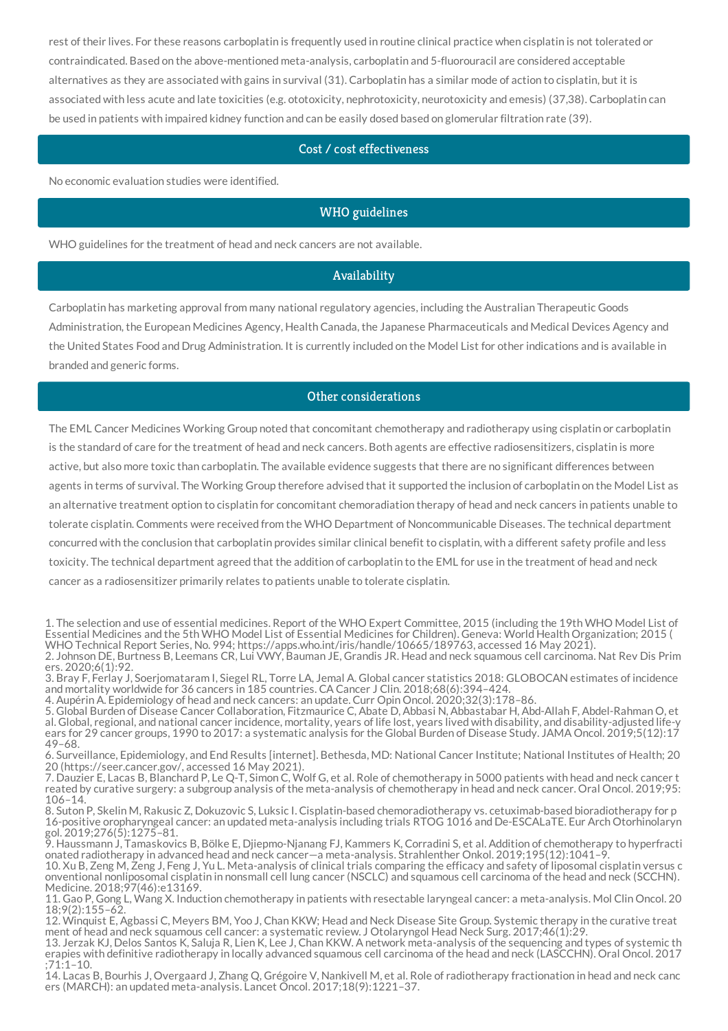rest of their lives. For these reasons carboplatin is frequently used in routine clinical practice when cisplatin is not tolerated or contraindicated. Based on the above-mentioned meta-analysis, carboplatin and 5-fluorouracil are considered acceptable alternatives as they are associated with gains in survival (31). Carboplatin has a similar mode of action to cisplatin, but it is associated with less acute and late toxicities (e.g. ototoxicity, nephrotoxicity, neurotoxicity and emesis) (37,38). Carboplatin can be used in patients with impaired kidney function and can be easily dosed based on glomerular filtration rate (39).

## Cost / cost effectiveness

No economic evaluation studies were identified.

## WHO guidelines

WHO guidelines for the treatment of head and neck cancers are not available.

## Availability

Carboplatin has marketing approval from many national regulatory agencies, including the Australian Therapeutic Goods Administration, the European Medicines Agency, Health Canada, the Japanese Pharmaceuticals and Medical Devices Agency and the United States Food and Drug Administration. It is currently included on the Model List for other indications and is available in branded and generic forms.

## Other considerations

The EML Cancer Medicines Working Group noted that concomitant chemotherapy and radiotherapy using cisplatin or carboplatin is the standard of care for the treatment of head and neck cancers. Both agents are effective radiosensitizers, cisplatin is more active, but also more toxic than carboplatin. The available evidence suggests that there are no significant differences between agents in terms of survival. The Working Group therefore advised that it supported the inclusion of carboplatin on the Model List as an alternative treatment option to cisplatin for concomitant chemoradiation therapy of head and neck cancers in patients unable to tolerate cisplatin. Comments were received from the WHO Department of Noncommunicable Diseases. The technical department concurred with the conclusion that carboplatin provides similar clinical benefit to cisplatin, with a different safety profile and less toxicity. The technical department agreed that the addition of carboplatin to the EML for use in the treatment of head and neck cancer as a radiosensitizer primarily relates to patients unable to tolerate cisplatin.

1. The selection and use of essential medicines. Report of the WHO Expert Committee, 2015 (including the 19th WHO Model List of Essential Medicines and the 5th WHO Model List of Essential Medicines for Children). Geneva: World Health Organization; 2015 (WHO Technical Report Series, No. 994; https://apps.who.int/iris/handle/10665/189763, accessed 16 May 2021).
2. Johnson DE, Burtness B, Leemans CR, Lui VWY, Bauman JE, Grandis JR. Head and neck squamous cell carcinoma. Nat Rev Dis Primers. 2020;6(1):92.
3. Bray F, Ferlay J, Soerjomataram I, Siegel RL, Torre LA, Jemal A. Global cancer statistics 2018: GLOBOCAN estimates of incidence and mortality worldwide for 36 cancers in 185 countries. CA Cancer J Clin. 2018;68(6):394–424.
4. Aupérin A. Epidemiology of head and neck cancers: an update. Curr Opin Oncol. 2020;32(3):178–86.
5. Global Burden of Disease Cancer Collaboration, Fitzmaurice C, Abate D, Abbasi N, Abbastabar H, Abd-Allah F, Abdel-Rahman O, et al. Global, regional, and national cancer incidence, mortality, years of life lost, years lived with disability, and disability-adjusted life-years for 29 cancer groups, 1990 to 2017: a systematic analysis for the Global Burden of Disease Study. JAMA Oncol. 2019;5(12):1749–68.
6. Surveillance, Epidemiology, and End Results [internet]. Bethesda, MD: National Cancer Institute; National Institutes of Health; 2020 (https://seer.cancer.gov/, accessed 16 May 2021).
7. Dauzier E, Lacas B, Blanchard P, Le Q-T, Simon C, Wolf G, et al. Role of chemotherapy in 5000 patients with head and neck cancer treated by curative surgery: a subgroup analysis of the meta-analysis of chemotherapy in head and neck cancer. Oral Oncol. 2019;95:106–14.
8. Suton P, Skelin M, Rakusic Z, Dokuzovic S, Luksic I. Cisplatin-based chemoradiotherapy vs. cetuximab-based bioradiotherapy for p16-positive oropharyngeal cancer: an updated meta-analysis including trials RTOG 1016 and De-ESCALaTE. Eur Arch Otorhinolaryngol. 2019;276(5):1275–81.
9. Haussmann J, Tamaskovics B, Bölke E, Djiepmo-Njanang FJ, Kammers K, Corradini S, et al. Addition of chemotherapy to hyperfractionated radiotherapy in advanced head and neck cancer—a meta-analysis. Strahlenther Onkol. 2019;195(12):1041–9.
10. Xu B, Zeng M, Zeng J, Feng J, Yu L. Meta-analysis of clinical trials comparing the efficacy and safety of liposomal cisplatin versus conventional nonliposomal cisplatin in nonsmall cell lung cancer (NSCLC) and squamous cell carcinoma of the head and neck (SCCHN). Medicine. 2018;97(46):e13169.
11. Gao P, Gong L, Wang X. Induction chemotherapy in patients with resectable laryngeal cancer: a meta-analysis. Mol Clin Oncol. 2018;9(2):155–62.
12. Winquist E, Agbassi C, Meyers BM, Yoo J, Chan KKW; Head and Neck Disease Site Group. Systemic therapy in the curative treatment of head and neck squamous cell cancer: a systematic review. J Otolaryngol Head Neck Surg. 2017;46(1):29.
13. Jerzak KJ, Delos Santos K, Saluja R, Lien K, Lee J, Chan KKW. A network meta-analysis of the sequencing and types of systemic therapies with definitive radiotherapy in locally advanced squamous cell carcinoma of the head and neck (LASCCHN). Oral Oncol. 2017;71:1–10.
14. Lacas B, Bourhis J, Overgaard J, Zhang Q, Grégoire V, Nankivell M, et al. Role of radiotherapy fractionation in head and neck cancers (MARCH): an updated meta-analysis. Lancet Oncol. 2017;18(9):1221–37.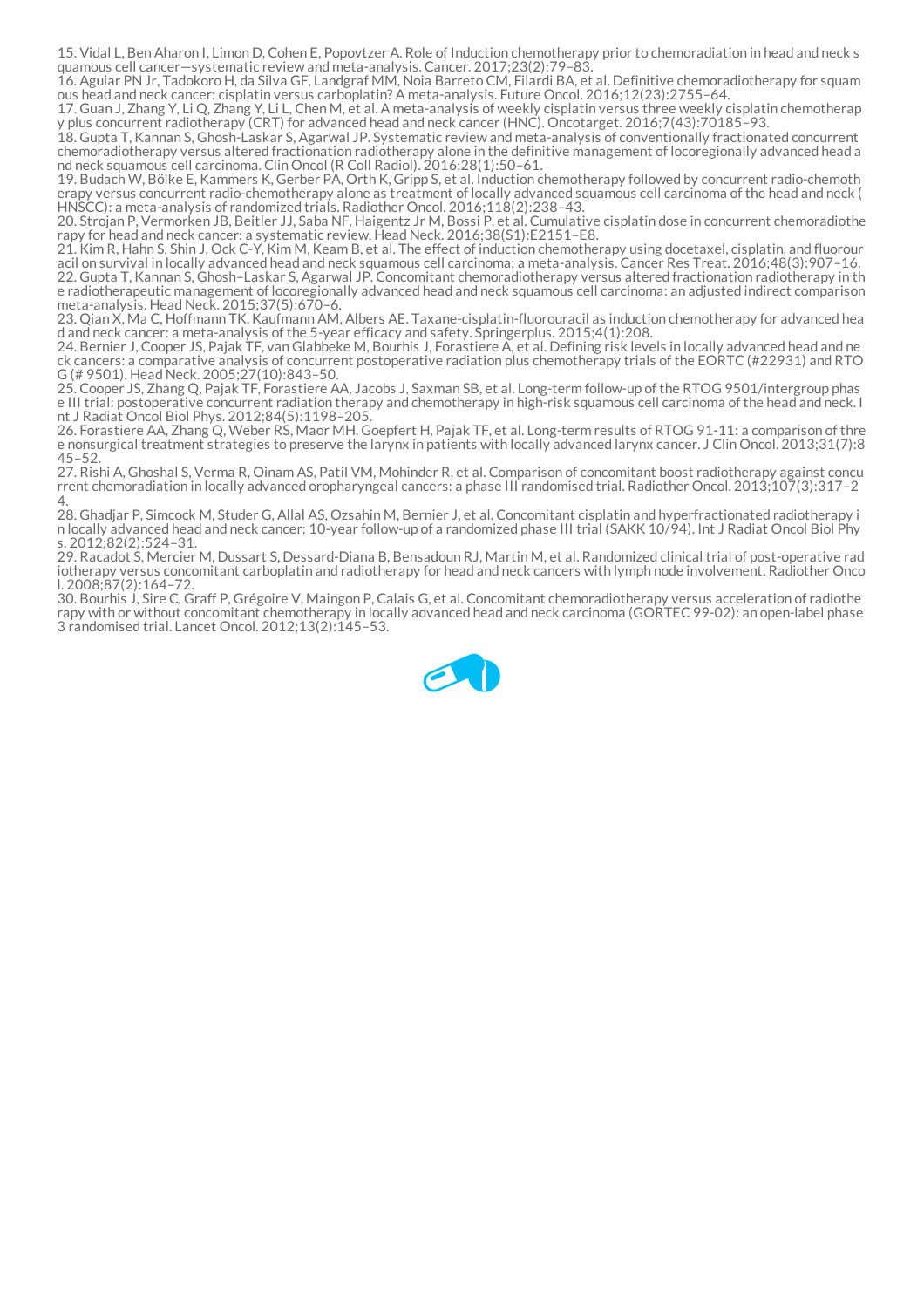15. Vidal L, Ben Aharon I, Limon D, Cohen E, Popovtzer A. Role of Induction chemotherapy prior to chemoradiation in head and neck squamous cell cancer—systematic review and meta-analysis. Cancer. 2017;23(2):79–83.

16. Aguiar PN Jr, Tadokoro H, da Silva GF, Landgraf MM, Noia Barreto CM, Filardi BA, et al. Definitive chemoradiotherapy for squamous head and neck cancer: cisplatin versus carboplatin? A meta-analysis. Future Oncol. 2016;12(23):2755–64.

17. Guan J, Zhang Y, Li Q, Zhang Y, Li L, Chen M, et al. A meta-analysis of weekly cisplatin versus three weekly cisplatin chemotherapy plus concurrent radiotherapy (CRT) for advanced head and neck cancer (HNC). Oncotarget. 2016;7(43):70185–93.

18. Gupta T, Kannan S, Ghosh-Laskar S, Agarwal JP. Systematic review and meta-analysis of conventionally fractionated concurrent chemoradiotherapy versus altered fractionation radiotherapy alone in the definitive management of locoregionally advanced head and neck squamous cell carcinoma. Clin Oncol (R Coll Radiol). 2016;28(1):50–61.

19. Budach W, Bölke E, Kammers K, Gerber PA, Orth K, Gripp S, et al. Induction chemotherapy followed by concurrent radio-chemotherapy versus concurrent radio-chemotherapy alone as treatment of locally advanced squamous cell carcinoma of the head and neck (HNSCC): a meta-analysis of randomized trials. Radiother Oncol. 2016;118(2):238–43.

20. Strojan P, Vermorken JB, Beitler JJ, Saba NF, Haigentz Jr M, Bossi P, et al. Cumulative cisplatin dose in concurrent chemoradiotherapy for head and neck cancer: a systematic review. Head Neck. 2016;38(S1):E2151–E8.

21. Kim R, Hahn S, Shin J, Ock C-Y, Kim M, Keam B, et al. The effect of induction chemotherapy using docetaxel, cisplatin, and fluorouracil on survival in locally advanced head and neck squamous cell carcinoma: a meta-analysis. Cancer Res Treat. 2016;48(3):907–16.

22. Gupta T, Kannan S, Ghosh–Laskar S, Agarwal JP. Concomitant chemoradiotherapy versus altered fractionation radiotherapy in the radiotherapeutic management of locoregionally advanced head and neck squamous cell carcinoma: an adjusted indirect comparison meta-analysis. Head Neck. 2015;37(5):670–6.

23. Qian X, Ma C, Hoffmann TK, Kaufmann AM, Albers AE. Taxane-cisplatin-fluorouracil as induction chemotherapy for advanced head and neck cancer: a meta-analysis of the 5-year efficacy and safety. Springerplus. 2015;4(1):208.

24. Bernier J, Cooper JS, Pajak TF, van Glabbeke M, Bourhis J, Forastiere A, et al. Defining risk levels in locally advanced head and neck cancers: a comparative analysis of concurrent postoperative radiation plus chemotherapy trials of the EORTC (#22931) and RTOG (# 9501). Head Neck. 2005;27(10):843–50.

25. Cooper JS, Zhang Q, Pajak TF, Forastiere AA, Jacobs J, Saxman SB, et al. Long-term follow-up of the RTOG 9501/intergroup phase III trial: postoperative concurrent radiation therapy and chemotherapy in high-risk squamous cell carcinoma of the head and neck. Int J Radiat Oncol Biol Phys. 2012;84(5):1198–205.

26. Forastiere AA, Zhang Q, Weber RS, Maor MH, Goepfert H, Pajak TF, et al. Long-term results of RTOG 91-11: a comparison of three nonsurgical treatment strategies to preserve the larynx in patients with locally advanced larynx cancer. J Clin Oncol. 2013;31(7):845–52.

27. Rishi A, Ghoshal S, Verma R, Oinam AS, Patil VM, Mohinder R, et al. Comparison of concomitant boost radiotherapy against concurrent chemoradiation in locally advanced oropharyngeal cancers: a phase III randomised trial. Radiother Oncol. 2013;107(3):317–24.

28. Ghadjar P, Simcock M, Studer G, Allal AS, Ozsahin M, Bernier J, et al. Concomitant cisplatin and hyperfractionated radiotherapy in locally advanced head and neck cancer: 10-year follow-up of a randomized phase III trial (SAKK 10/94). Int J Radiat Oncol Biol Phys. 2012;82(2):524–31.

29. Racadot S, Mercier M, Dussart S, Dessard-Diana B, Bensadoun RJ, Martin M, et al. Randomized clinical trial of post-operative radiotherapy versus concomitant carboplatin and radiotherapy for head and neck cancers with lymph node involvement. Radiother Oncol. 2008;87(2):164–72.

30. Bourhis J, Sire C, Graff P, Grégoire V, Maingon P, Calais G, et al. Concomitant chemoradiotherapy versus acceleration of radiotherapy with or without concomitant chemotherapy in locally advanced head and neck carcinoma (GORTEC 99-02): an open-label phase 3 randomised trial. Lancet Oncol. 2012;13(2):145–53.